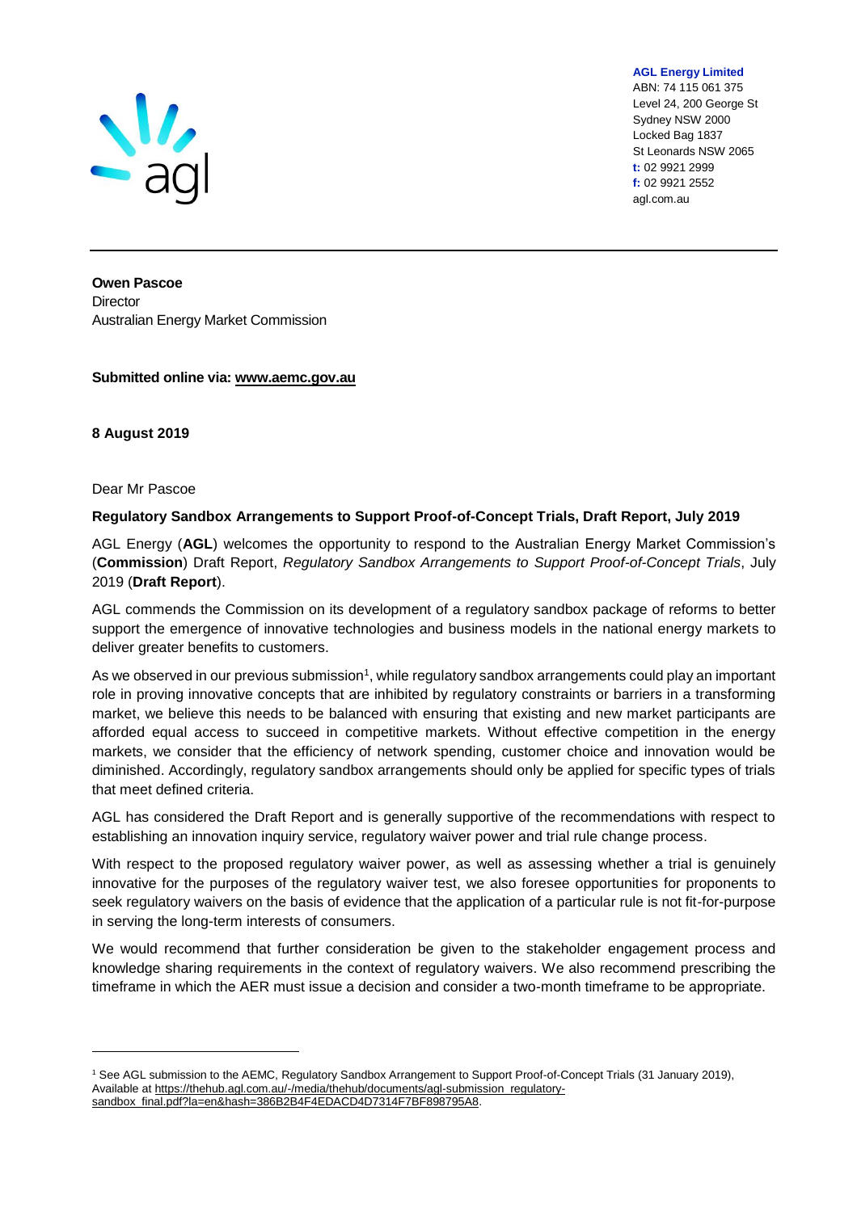**AGL Energy Limited**
ABN: 74 115 061 375
Level 24, 200 George St
Sydney NSW 2000
Locked Bag 1837
St Leonards NSW 2065
**t:** 02 9921 2999
**f:** 02 9921 2552
agl.com.au

**Owen Pascoe**
Director
Australian Energy Market Commission

**Submitted online via: www.aemc.gov.au**

**8 August 2019**

Dear Mr Pascoe

**Regulatory Sandbox Arrangements to Support Proof-of-Concept Trials, Draft Report, July 2019**

AGL Energy (**AGL**) welcomes the opportunity to respond to the Australian Energy Market Commission's (**Commission**) Draft Report, *Regulatory Sandbox Arrangements to Support Proof-of-Concept Trials*, July 2019 (**Draft Report**).

AGL commends the Commission on its development of a regulatory sandbox package of reforms to better support the emergence of innovative technologies and business models in the national energy markets to deliver greater benefits to customers.

As we observed in our previous submission[1], while regulatory sandbox arrangements could play an important role in proving innovative concepts that are inhibited by regulatory constraints or barriers in a transforming market, we believe this needs to be balanced with ensuring that existing and new market participants are afforded equal access to succeed in competitive markets. Without effective competition in the energy markets, we consider that the efficiency of network spending, customer choice and innovation would be diminished. Accordingly, regulatory sandbox arrangements should only be applied for specific types of trials that meet defined criteria.

AGL has considered the Draft Report and is generally supportive of the recommendations with respect to establishing an innovation inquiry service, regulatory waiver power and trial rule change process.

With respect to the proposed regulatory waiver power, as well as assessing whether a trial is genuinely innovative for the purposes of the regulatory waiver test, we also foresee opportunities for proponents to seek regulatory waivers on the basis of evidence that the application of a particular rule is not fit-for-purpose in serving the long-term interests of consumers.

We would recommend that further consideration be given to the stakeholder engagement process and knowledge sharing requirements in the context of regulatory waivers. We also recommend prescribing the timeframe in which the AER must issue a decision and consider a two-month timeframe to be appropriate.

---

[1] See AGL submission to the AEMC, Regulatory Sandbox Arrangement to Support Proof-of-Concept Trials (31 January 2019), Available at https://thehub.agl.com.au/-/media/thehub/documents/agl-submission_regulatory-sandbox_final.pdf?la=en&hash=386B2B4F4EDACD4D7314F7BF898795A8.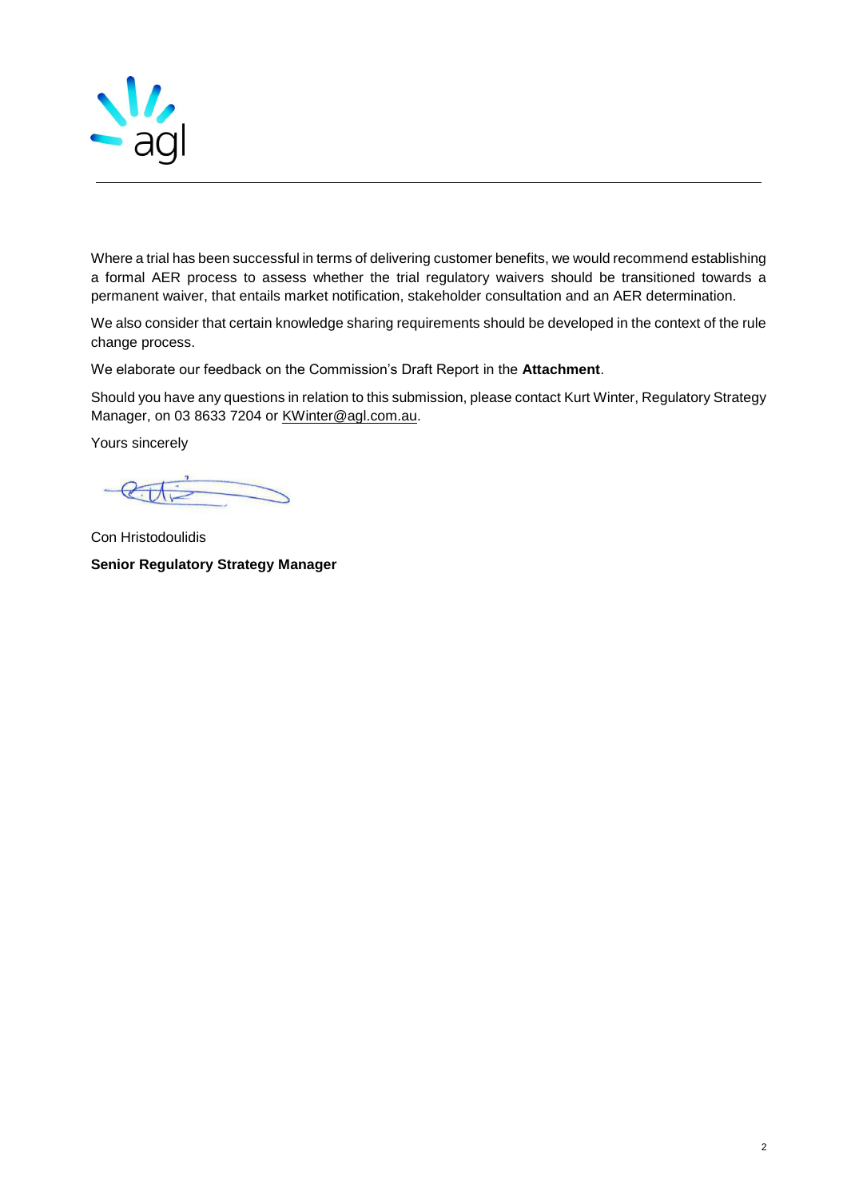Where a trial has been successful in terms of delivering customer benefits, we would recommend establishing a formal AER process to assess whether the trial regulatory waivers should be transitioned towards a permanent waiver, that entails market notification, stakeholder consultation and an AER determination.

We also consider that certain knowledge sharing requirements should be developed in the context of the rule change process.

We elaborate our feedback on the Commission's Draft Report in the **Attachment**.

Should you have any questions in relation to this submission, please contact Kurt Winter, Regulatory Strategy Manager, on 03 8633 7204 or KWinter@agl.com.au.

Yours sincerely

Con Hristodoulidis

**Senior Regulatory Strategy Manager**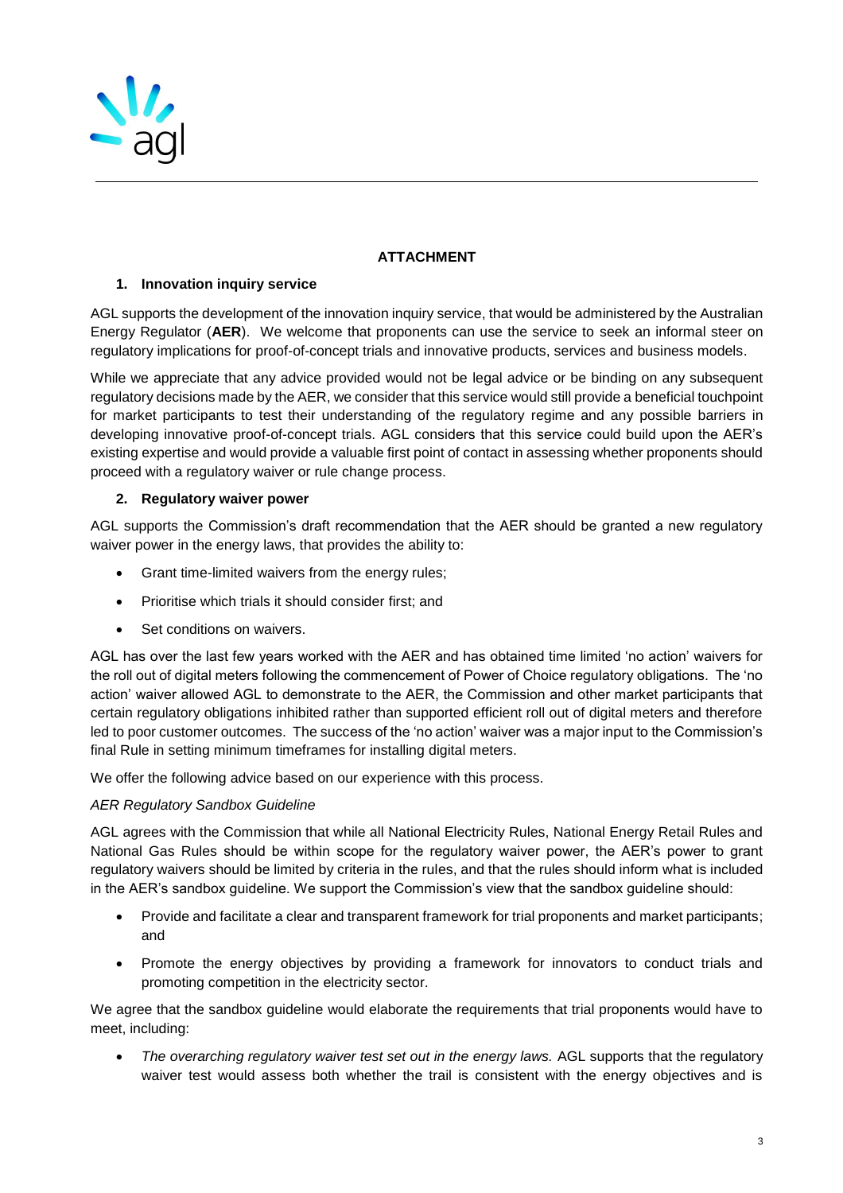## ATTACHMENT

### 1. Innovation inquiry service

AGL supports the development of the innovation inquiry service, that would be administered by the Australian Energy Regulator (**AER**). We welcome that proponents can use the service to seek an informal steer on regulatory implications for proof-of-concept trials and innovative products, services and business models.

While we appreciate that any advice provided would not be legal advice or be binding on any subsequent regulatory decisions made by the AER, we consider that this service would still provide a beneficial touchpoint for market participants to test their understanding of the regulatory regime and any possible barriers in developing innovative proof-of-concept trials. AGL considers that this service could build upon the AER's existing expertise and would provide a valuable first point of contact in assessing whether proponents should proceed with a regulatory waiver or rule change process.

### 2. Regulatory waiver power

AGL supports the Commission's draft recommendation that the AER should be granted a new regulatory waiver power in the energy laws, that provides the ability to:

- Grant time-limited waivers from the energy rules;
- Prioritise which trials it should consider first; and
- Set conditions on waivers.

AGL has over the last few years worked with the AER and has obtained time limited 'no action' waivers for the roll out of digital meters following the commencement of Power of Choice regulatory obligations. The 'no action' waiver allowed AGL to demonstrate to the AER, the Commission and other market participants that certain regulatory obligations inhibited rather than supported efficient roll out of digital meters and therefore led to poor customer outcomes. The success of the 'no action' waiver was a major input to the Commission's final Rule in setting minimum timeframes for installing digital meters.

We offer the following advice based on our experience with this process.

*AER Regulatory Sandbox Guideline*

AGL agrees with the Commission that while all National Electricity Rules, National Energy Retail Rules and National Gas Rules should be within scope for the regulatory waiver power, the AER's power to grant regulatory waivers should be limited by criteria in the rules, and that the rules should inform what is included in the AER's sandbox guideline. We support the Commission's view that the sandbox guideline should:

- Provide and facilitate a clear and transparent framework for trial proponents and market participants; and
- Promote the energy objectives by providing a framework for innovators to conduct trials and promoting competition in the electricity sector.

We agree that the sandbox guideline would elaborate the requirements that trial proponents would have to meet, including:

- *The overarching regulatory waiver test set out in the energy laws.* AGL supports that the regulatory waiver test would assess both whether the trail is consistent with the energy objectives and is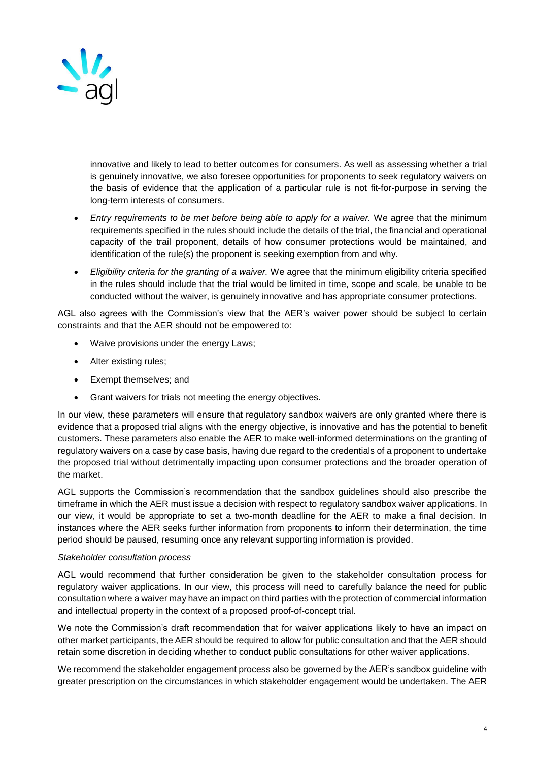innovative and likely to lead to better outcomes for consumers. As well as assessing whether a trial is genuinely innovative, we also foresee opportunities for proponents to seek regulatory waivers on the basis of evidence that the application of a particular rule is not fit-for-purpose in serving the long-term interests of consumers.

- *Entry requirements to be met before being able to apply for a waiver.* We agree that the minimum requirements specified in the rules should include the details of the trial, the financial and operational capacity of the trail proponent, details of how consumer protections would be maintained, and identification of the rule(s) the proponent is seeking exemption from and why.
- *Eligibility criteria for the granting of a waiver.* We agree that the minimum eligibility criteria specified in the rules should include that the trial would be limited in time, scope and scale, be unable to be conducted without the waiver, is genuinely innovative and has appropriate consumer protections.

AGL also agrees with the Commission's view that the AER's waiver power should be subject to certain constraints and that the AER should not be empowered to:

- Waive provisions under the energy Laws;
- Alter existing rules;
- Exempt themselves; and
- Grant waivers for trials not meeting the energy objectives.

In our view, these parameters will ensure that regulatory sandbox waivers are only granted where there is evidence that a proposed trial aligns with the energy objective, is innovative and has the potential to benefit customers. These parameters also enable the AER to make well-informed determinations on the granting of regulatory waivers on a case by case basis, having due regard to the credentials of a proponent to undertake the proposed trial without detrimentally impacting upon consumer protections and the broader operation of the market.

AGL supports the Commission's recommendation that the sandbox guidelines should also prescribe the timeframe in which the AER must issue a decision with respect to regulatory sandbox waiver applications. In our view, it would be appropriate to set a two-month deadline for the AER to make a final decision. In instances where the AER seeks further information from proponents to inform their determination, the time period should be paused, resuming once any relevant supporting information is provided.

*Stakeholder consultation process*

AGL would recommend that further consideration be given to the stakeholder consultation process for regulatory waiver applications. In our view, this process will need to carefully balance the need for public consultation where a waiver may have an impact on third parties with the protection of commercial information and intellectual property in the context of a proposed proof-of-concept trial.

We note the Commission's draft recommendation that for waiver applications likely to have an impact on other market participants, the AER should be required to allow for public consultation and that the AER should retain some discretion in deciding whether to conduct public consultations for other waiver applications.

We recommend the stakeholder engagement process also be governed by the AER's sandbox guideline with greater prescription on the circumstances in which stakeholder engagement would be undertaken. The AER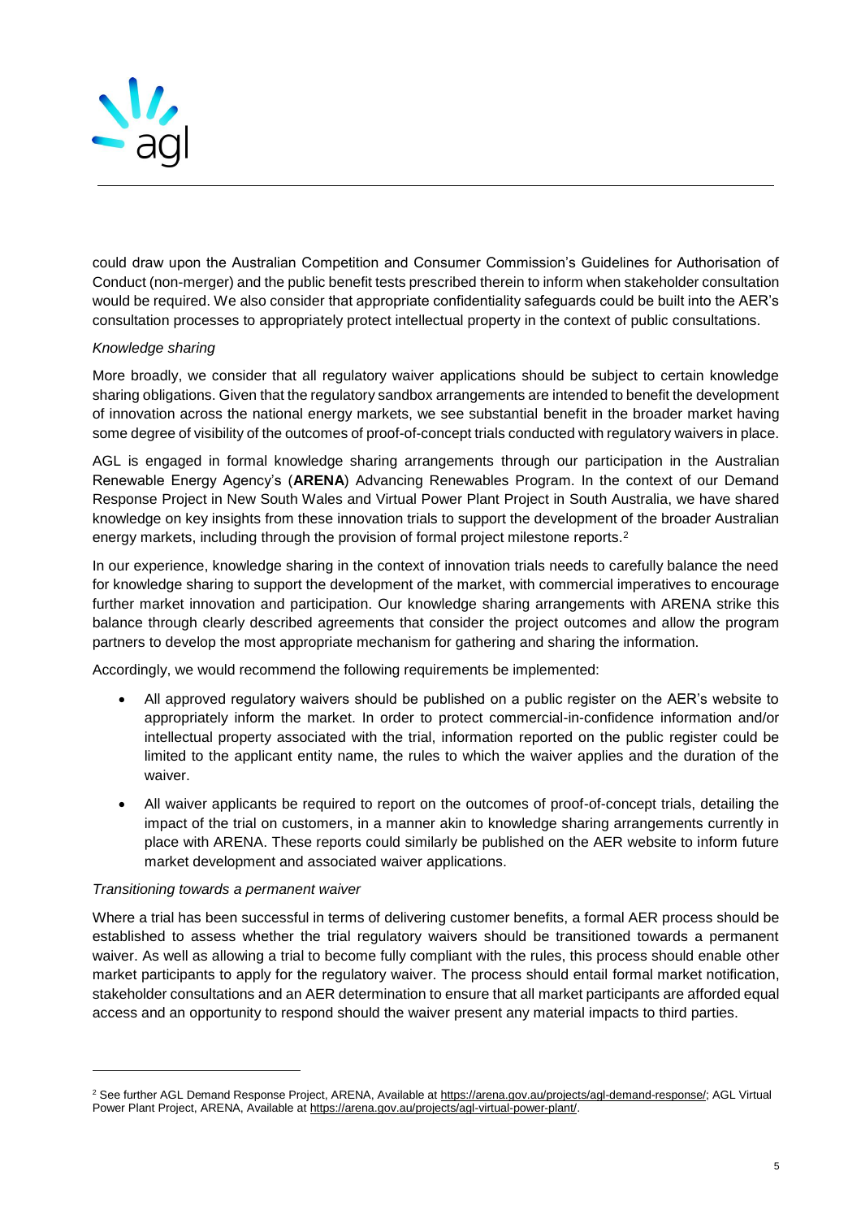could draw upon the Australian Competition and Consumer Commission's Guidelines for Authorisation of Conduct (non-merger) and the public benefit tests prescribed therein to inform when stakeholder consultation would be required. We also consider that appropriate confidentiality safeguards could be built into the AER's consultation processes to appropriately protect intellectual property in the context of public consultations.

*Knowledge sharing*

More broadly, we consider that all regulatory waiver applications should be subject to certain knowledge sharing obligations. Given that the regulatory sandbox arrangements are intended to benefit the development of innovation across the national energy markets, we see substantial benefit in the broader market having some degree of visibility of the outcomes of proof-of-concept trials conducted with regulatory waivers in place.

AGL is engaged in formal knowledge sharing arrangements through our participation in the Australian Renewable Energy Agency's (**ARENA**) Advancing Renewables Program. In the context of our Demand Response Project in New South Wales and Virtual Power Plant Project in South Australia, we have shared knowledge on key insights from these innovation trials to support the development of the broader Australian energy markets, including through the provision of formal project milestone reports.[2]

In our experience, knowledge sharing in the context of innovation trials needs to carefully balance the need for knowledge sharing to support the development of the market, with commercial imperatives to encourage further market innovation and participation. Our knowledge sharing arrangements with ARENA strike this balance through clearly described agreements that consider the project outcomes and allow the program partners to develop the most appropriate mechanism for gathering and sharing the information.

Accordingly, we would recommend the following requirements be implemented:

- All approved regulatory waivers should be published on a public register on the AER's website to appropriately inform the market. In order to protect commercial-in-confidence information and/or intellectual property associated with the trial, information reported on the public register could be limited to the applicant entity name, the rules to which the waiver applies and the duration of the waiver.
- All waiver applicants be required to report on the outcomes of proof-of-concept trials, detailing the impact of the trial on customers, in a manner akin to knowledge sharing arrangements currently in place with ARENA. These reports could similarly be published on the AER website to inform future market development and associated waiver applications.

*Transitioning towards a permanent waiver*

Where a trial has been successful in terms of delivering customer benefits, a formal AER process should be established to assess whether the trial regulatory waivers should be transitioned towards a permanent waiver. As well as allowing a trial to become fully compliant with the rules, this process should enable other market participants to apply for the regulatory waiver. The process should entail formal market notification, stakeholder consultations and an AER determination to ensure that all market participants are afforded equal access and an opportunity to respond should the waiver present any material impacts to third parties.

---

[2] See further AGL Demand Response Project, ARENA, Available at https://arena.gov.au/projects/agl-demand-response/; AGL Virtual Power Plant Project, ARENA, Available at https://arena.gov.au/projects/agl-virtual-power-plant/.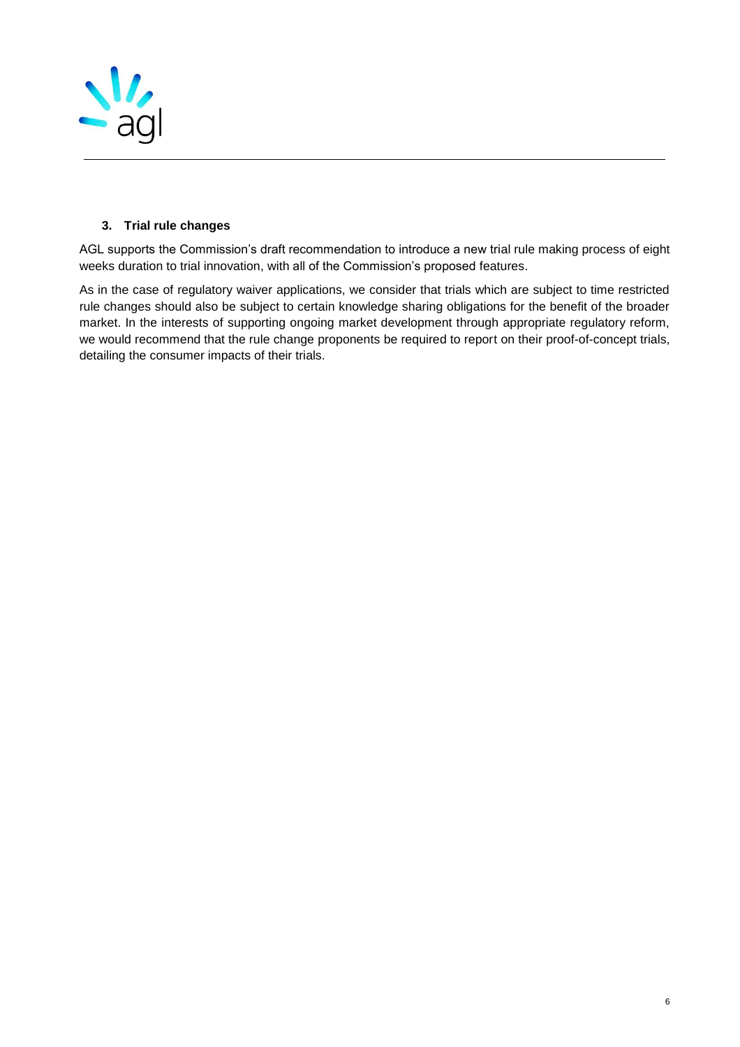### 3. Trial rule changes

AGL supports the Commission's draft recommendation to introduce a new trial rule making process of eight weeks duration to trial innovation, with all of the Commission's proposed features.

As in the case of regulatory waiver applications, we consider that trials which are subject to time restricted rule changes should also be subject to certain knowledge sharing obligations for the benefit of the broader market. In the interests of supporting ongoing market development through appropriate regulatory reform, we would recommend that the rule change proponents be required to report on their proof-of-concept trials, detailing the consumer impacts of their trials.